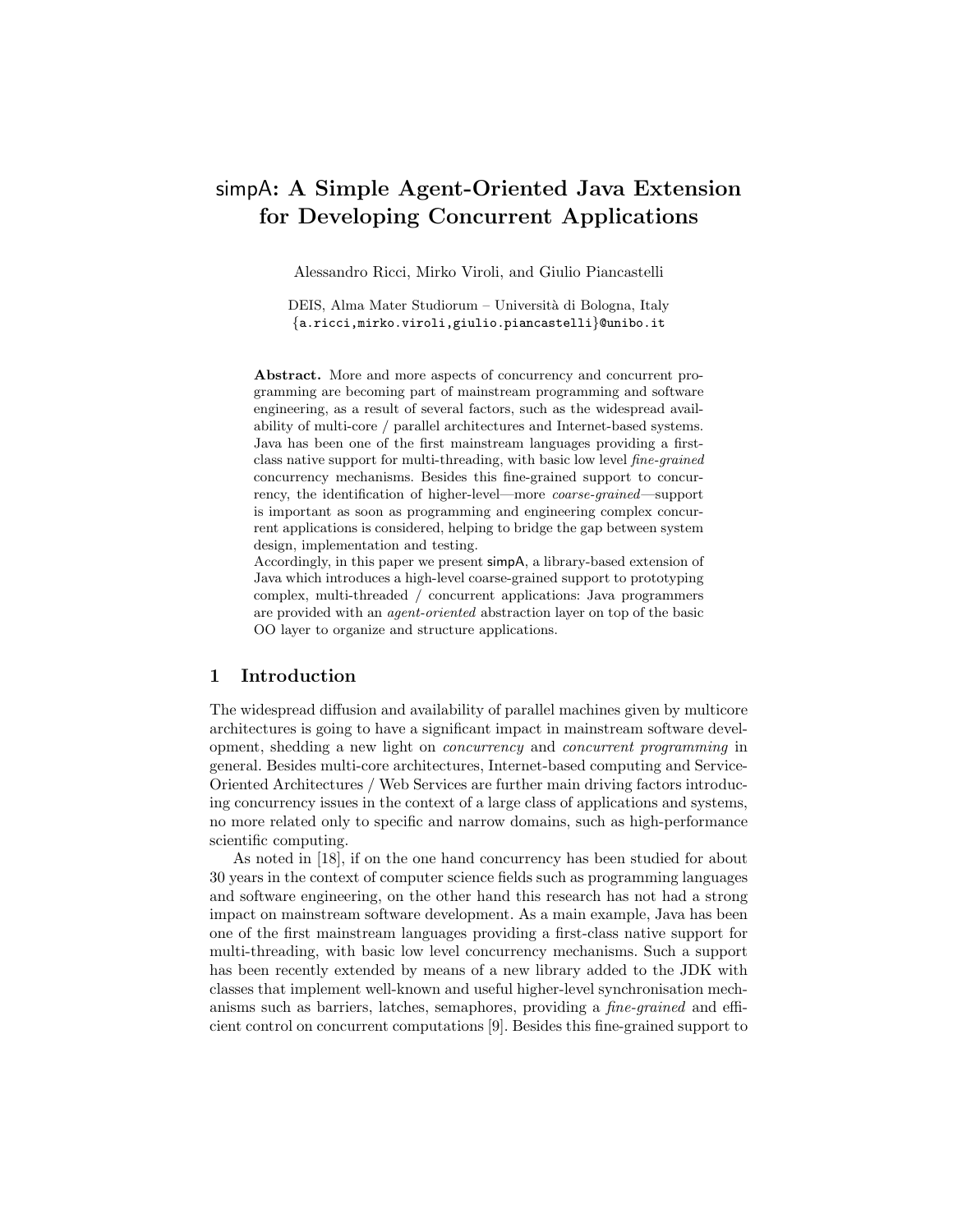# simpA: A Simple Agent-Oriented Java Extension for Developing Concurrent Applications

Alessandro Ricci, Mirko Viroli, and Giulio Piancastelli

DEIS, Alma Mater Studiorum – Università di Bologna, Italy
{a.ricci,mirko.viroli,giulio.piancastelli}@unibo.it

**Abstract.** More and more aspects of concurrency and concurrent programming are becoming part of mainstream programming and software engineering, as a result of several factors, such as the widespread availability of multi-core / parallel architectures and Internet-based systems. Java has been one of the first mainstream languages providing a first-class native support for multi-threading, with basic low level *fine-grained* concurrency mechanisms. Besides this fine-grained support to concurrency, the identification of higher-level—more *coarse-grained*—support is important as soon as programming and engineering complex concurrent applications is considered, helping to bridge the gap between system design, implementation and testing.
Accordingly, in this paper we present simpA, a library-based extension of Java which introduces a high-level coarse-grained support to prototyping complex, multi-threaded / concurrent applications: Java programmers are provided with an *agent-oriented* abstraction layer on top of the basic OO layer to organize and structure applications.

## 1 Introduction

The widespread diffusion and availability of parallel machines given by multicore architectures is going to have a significant impact in mainstream software development, shedding a new light on *concurrency* and *concurrent programming* in general. Besides multi-core architectures, Internet-based computing and Service-Oriented Architectures / Web Services are further main driving factors introducing concurrency issues in the context of a large class of applications and systems, no more related only to specific and narrow domains, such as high-performance scientific computing.

As noted in [18], if on the one hand concurrency has been studied for about 30 years in the context of computer science fields such as programming languages and software engineering, on the other hand this research has not had a strong impact on mainstream software development. As a main example, Java has been one of the first mainstream languages providing a first-class native support for multi-threading, with basic low level concurrency mechanisms. Such a support has been recently extended by means of a new library added to the JDK with classes that implement well-known and useful higher-level synchronisation mechanisms such as barriers, latches, semaphores, providing a *fine-grained* and efficient control on concurrent computations [9]. Besides this fine-grained support to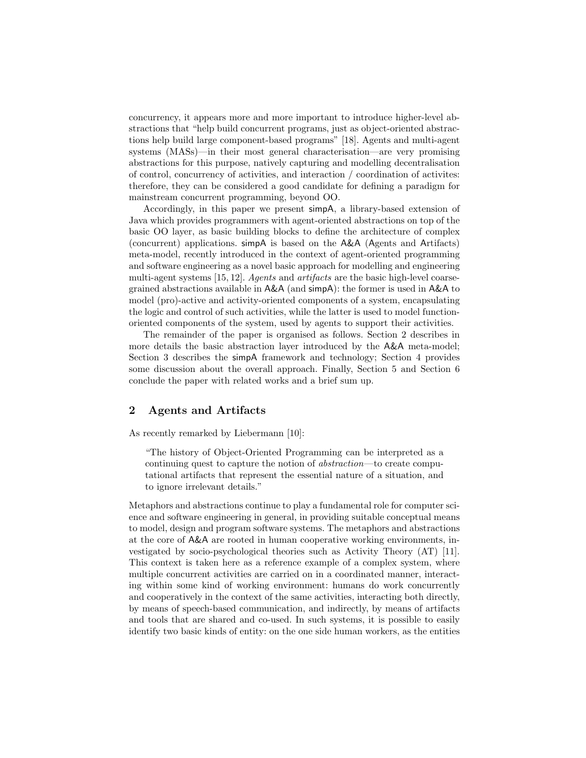concurrency, it appears more and more important to introduce higher-level abstractions that "help build concurrent programs, just as object-oriented abstractions help build large component-based programs" [18]. Agents and multi-agent systems (MASs)—in their most general characterisation—are very promising abstractions for this purpose, natively capturing and modelling decentralisation of control, concurrency of activities, and interaction / coordination of activites: therefore, they can be considered a good candidate for defining a paradigm for mainstream concurrent programming, beyond OO.

Accordingly, in this paper we present simpA, a library-based extension of Java which provides programmers with agent-oriented abstractions on top of the basic OO layer, as basic building blocks to define the architecture of complex (concurrent) applications. simpA is based on the A&A (Agents and Artifacts) meta-model, recently introduced in the context of agent-oriented programming and software engineering as a novel basic approach for modelling and engineering multi-agent systems [15, 12]. *Agents* and *artifacts* are the basic high-level coarse-grained abstractions available in A&A (and simpA): the former is used in A&A to model (pro)-active and activity-oriented components of a system, encapsulating the logic and control of such activities, while the latter is used to model function-oriented components of the system, used by agents to support their activities.

The remainder of the paper is organised as follows. Section 2 describes in more details the basic abstraction layer introduced by the A&A meta-model; Section 3 describes the simpA framework and technology; Section 4 provides some discussion about the overall approach. Finally, Section 5 and Section 6 conclude the paper with related works and a brief sum up.

## 2 Agents and Artifacts

As recently remarked by Liebermann [10]:

> "The history of Object-Oriented Programming can be interpreted as a continuing quest to capture the notion of *abstraction*—to create computational artifacts that represent the essential nature of a situation, and to ignore irrelevant details."

Metaphors and abstractions continue to play a fundamental role for computer science and software engineering in general, in providing suitable conceptual means to model, design and program software systems. The metaphors and abstractions at the core of A&A are rooted in human cooperative working environments, investigated by socio-psychological theories such as Activity Theory (AT) [11]. This context is taken here as a reference example of a complex system, where multiple concurrent activities are carried on in a coordinated manner, interacting within some kind of working environment: humans do work concurrently and cooperatively in the context of the same activities, interacting both directly, by means of speech-based communication, and indirectly, by means of artifacts and tools that are shared and co-used. In such systems, it is possible to easily identify two basic kinds of entity: on the one side human workers, as the entities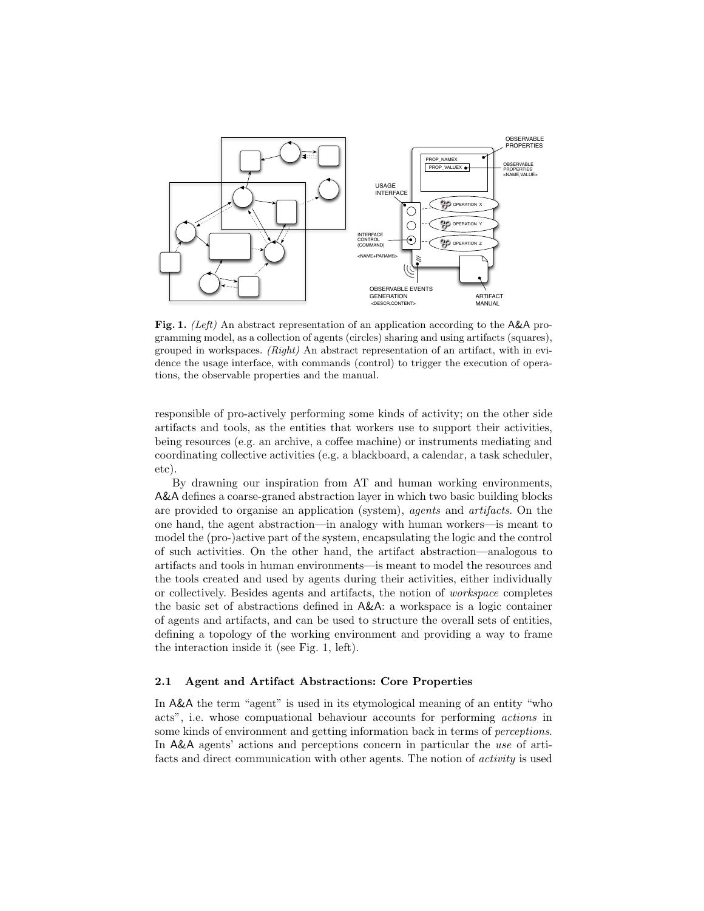**Fig. 1.** *(Left)* An abstract representation of an application according to the A&A programming model, as a collection of agents (circles) sharing and using artifacts (squares), grouped in workspaces. *(Right)* An abstract representation of an artifact, with in evidence the usage interface, with commands (control) to trigger the execution of operations, the observable properties and the manual.

responsible of pro-actively performing some kinds of activity; on the other side artifacts and tools, as the entities that workers use to support their activities, being resources (e.g. an archive, a coffee machine) or instruments mediating and coordinating collective activities (e.g. a blackboard, a calendar, a task scheduler, etc).

By drawning our inspiration from AT and human working environments, A&A defines a coarse-graned abstraction layer in which two basic building blocks are provided to organise an application (system), *agents* and *artifacts*. On the one hand, the agent abstraction—in analogy with human workers—is meant to model the (pro-)active part of the system, encapsulating the logic and the control of such activities. On the other hand, the artifact abstraction—analogous to artifacts and tools in human environments—is meant to model the resources and the tools created and used by agents during their activities, either individually or collectively. Besides agents and artifacts, the notion of *workspace* completes the basic set of abstractions defined in A&A: a workspace is a logic container of agents and artifacts, and can be used to structure the overall sets of entities, defining a topology of the working environment and providing a way to frame the interaction inside it (see Fig. 1, left).

### 2.1 Agent and Artifact Abstractions: Core Properties

In A&A the term "agent" is used in its etymological meaning of an entity "who acts", i.e. whose compuational behaviour accounts for performing *actions* in some kinds of environment and getting information back in terms of *perceptions*. In A&A agents' actions and perceptions concern in particular the *use* of artifacts and direct communication with other agents. The notion of *activity* is used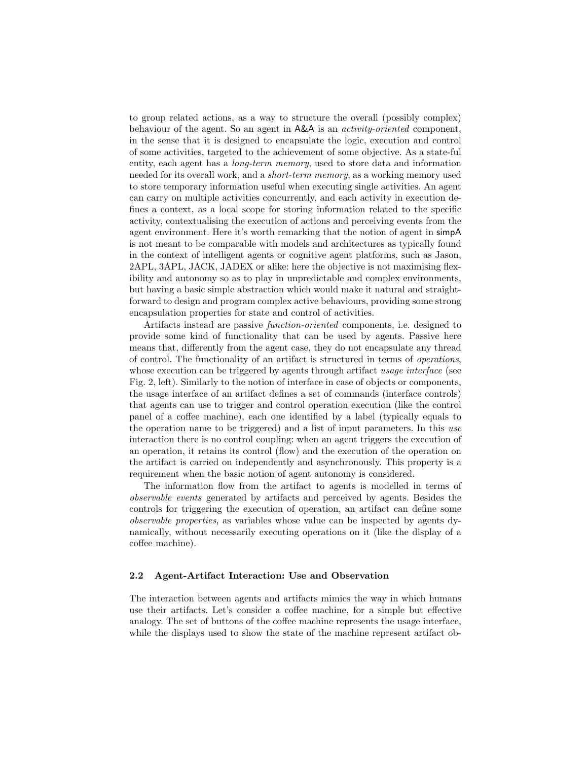to group related actions, as a way to structure the overall (possibly complex) behaviour of the agent. So an agent in A&A is an *activity-oriented* component, in the sense that it is designed to encapsulate the logic, execution and control of some activities, targeted to the achievement of some objective. As a state-ful entity, each agent has a *long-term memory*, used to store data and information needed for its overall work, and a *short-term memory*, as a working memory used to store temporary information useful when executing single activities. An agent can carry on multiple activities concurrently, and each activity in execution defines a context, as a local scope for storing information related to the specific activity, contextualising the execution of actions and perceiving events from the agent environment. Here it's worth remarking that the notion of agent in simpA is not meant to be comparable with models and architectures as typically found in the context of intelligent agents or cognitive agent platforms, such as Jason, 2APL, 3APL, JACK, JADEX or alike: here the objective is not maximising flexibility and autonomy so as to play in unpredictable and complex environments, but having a basic simple abstraction which would make it natural and straightforward to design and program complex active behaviours, providing some strong encapsulation properties for state and control of activities.

Artifacts instead are passive *function-oriented* components, i.e. designed to provide some kind of functionality that can be used by agents. Passive here means that, differently from the agent case, they do not encapsulate any thread of control. The functionality of an artifact is structured in terms of *operations*, whose execution can be triggered by agents through artifact *usage interface* (see Fig. 2, left). Similarly to the notion of interface in case of objects or components, the usage interface of an artifact defines a set of commands (interface controls) that agents can use to trigger and control operation execution (like the control panel of a coffee machine), each one identified by a label (typically equals to the operation name to be triggered) and a list of input parameters. In this *use* interaction there is no control coupling: when an agent triggers the execution of an operation, it retains its control (flow) and the execution of the operation on the artifact is carried on independently and asynchronously. This property is a requirement when the basic notion of agent autonomy is considered.

The information flow from the artifact to agents is modelled in terms of *observable events* generated by artifacts and perceived by agents. Besides the controls for triggering the execution of operation, an artifact can define some *observable properties*, as variables whose value can be inspected by agents dynamically, without necessarily executing operations on it (like the display of a coffee machine).

### 2.2 Agent-Artifact Interaction: Use and Observation

The interaction between agents and artifacts mimics the way in which humans use their artifacts. Let's consider a coffee machine, for a simple but effective analogy. The set of buttons of the coffee machine represents the usage interface, while the displays used to show the state of the machine represent artifact ob-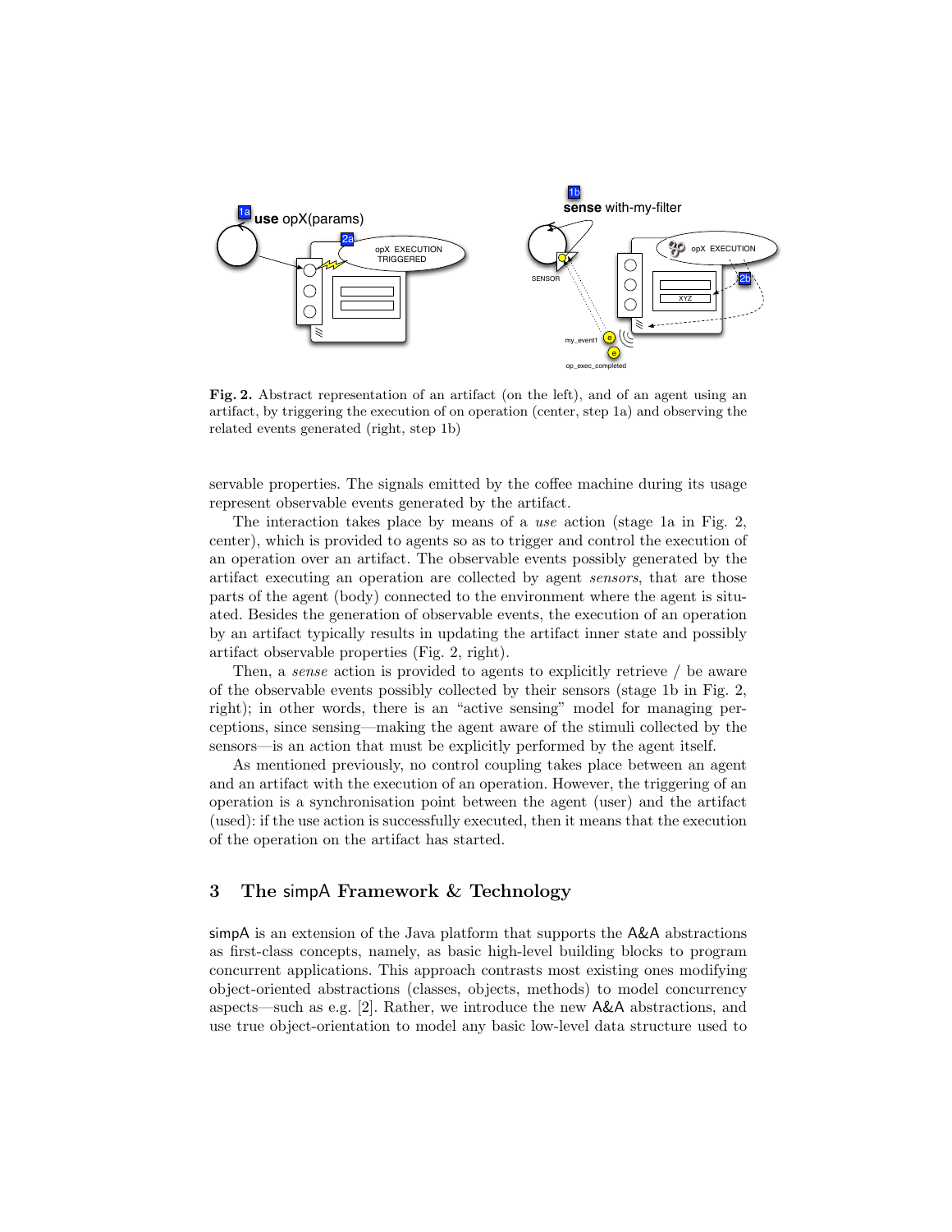1a **use** opX(params)

2a opX EXECUTION TRIGGERED

1b **sense** with-my-filter

SENSOR

opX EXECUTION

2b

XYZ

my_event1

op_exec_completed

**Fig. 2.** Abstract representation of an artifact (on the left), and of an agent using an artifact, by triggering the execution of on operation (center, step 1a) and observing the related events generated (right, step 1b)

servable properties. The signals emitted by the coffee machine during its usage represent observable events generated by the artifact.

The interaction takes place by means of a *use* action (stage 1a in Fig. 2, center), which is provided to agents so as to trigger and control the execution of an operation over an artifact. The observable events possibly generated by the artifact executing an operation are collected by agent *sensors*, that are those parts of the agent (body) connected to the environment where the agent is situated. Besides the generation of observable events, the execution of an operation by an artifact typically results in updating the artifact inner state and possibly artifact observable properties (Fig. 2, right).

Then, a *sense* action is provided to agents to explicitly retrieve / be aware of the observable events possibly collected by their sensors (stage 1b in Fig. 2, right); in other words, there is an "active sensing" model for managing perceptions, since sensing—making the agent aware of the stimuli collected by the sensors—is an action that must be explicitly performed by the agent itself.

As mentioned previously, no control coupling takes place between an agent and an artifact with the execution of an operation. However, the triggering of an operation is a synchronisation point between the agent (user) and the artifact (used): if the use action is successfully executed, then it means that the execution of the operation on the artifact has started.

## 3 The simpA Framework & Technology

simpA is an extension of the Java platform that supports the A&A abstractions as first-class concepts, namely, as basic high-level building blocks to program concurrent applications. This approach contrasts most existing ones modifying object-oriented abstractions (classes, objects, methods) to model concurrency aspects—such as e.g. [2]. Rather, we introduce the new A&A abstractions, and use true object-orientation to model any basic low-level data structure used to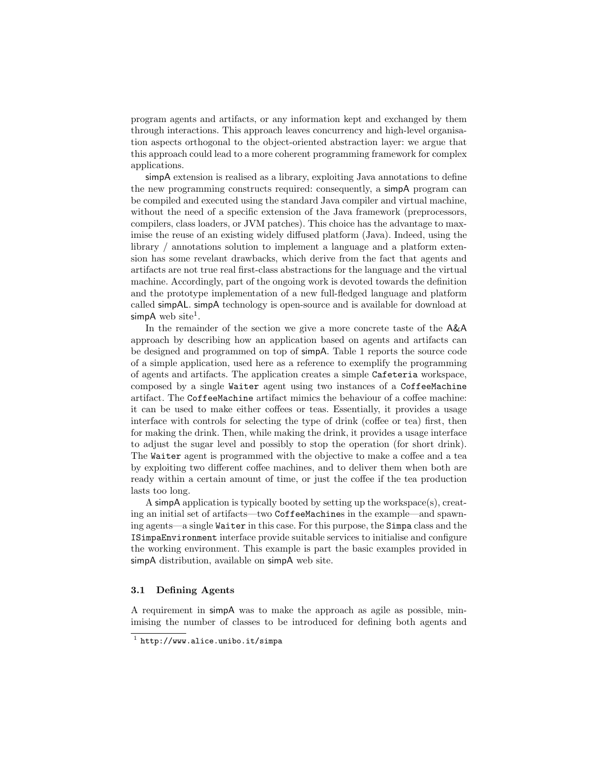program agents and artifacts, or any information kept and exchanged by them through interactions. This approach leaves concurrency and high-level organisation aspects orthogonal to the object-oriented abstraction layer: we argue that this approach could lead to a more coherent programming framework for complex applications.

simpA extension is realised as a library, exploiting Java annotations to define the new programming constructs required: consequently, a simpA program can be compiled and executed using the standard Java compiler and virtual machine, without the need of a specific extension of the Java framework (preprocessors, compilers, class loaders, or JVM patches). This choice has the advantage to maximise the reuse of an existing widely diffused platform (Java). Indeed, using the library / annotations solution to implement a language and a platform extension has some revelant drawbacks, which derive from the fact that agents and artifacts are not true real first-class abstractions for the language and the virtual machine. Accordingly, part of the ongoing work is devoted towards the definition and the prototype implementation of a new full-fledged language and platform called simpAL. simpA technology is open-source and is available for download at simpA web site[1].

In the remainder of the section we give a more concrete taste of the A&A approach by describing how an application based on agents and artifacts can be designed and programmed on top of simpA. Table 1 reports the source code of a simple application, used here as a reference to exemplify the programming of agents and artifacts. The application creates a simple `Cafeteria` workspace, composed by a single `Waiter` agent using two instances of a `CoffeeMachine` artifact. The `CoffeeMachine` artifact mimics the behaviour of a coffee machine: it can be used to make either coffees or teas. Essentially, it provides a usage interface with controls for selecting the type of drink (coffee or tea) first, then for making the drink. Then, while making the drink, it provides a usage interface to adjust the sugar level and possibly to stop the operation (for short drink). The `Waiter` agent is programmed with the objective to make a coffee and a tea by exploiting two different coffee machines, and to deliver them when both are ready within a certain amount of time, or just the coffee if the tea production lasts too long.

A simpA application is typically booted by setting up the workspace(s), creating an initial set of artifacts—two `CoffeeMachine`s in the example—and spawning agents—a single `Waiter` in this case. For this purpose, the `Simpa` class and the `ISimpaEnvironment` interface provide suitable services to initialise and configure the working environment. This example is part the basic examples provided in simpA distribution, available on simpA web site.

### 3.1 Defining Agents

A requirement in simpA was to make the approach as agile as possible, minimising the number of classes to be introduced for defining both agents and

[1] `http://www.alice.unibo.it/simpa`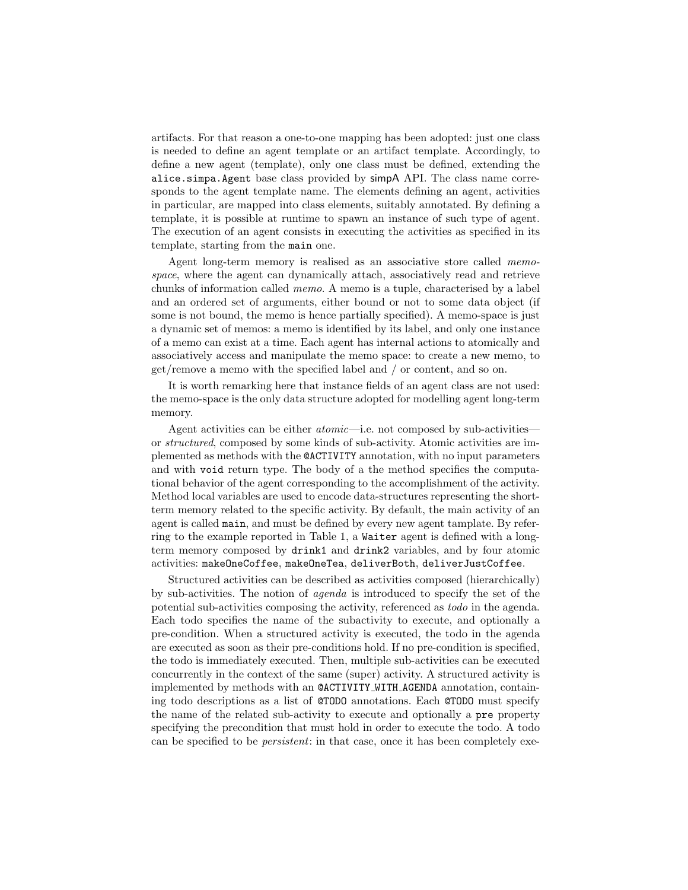artifacts. For that reason a one-to-one mapping has been adopted: just one class is needed to define an agent template or an artifact template. Accordingly, to define a new agent (template), only one class must be defined, extending the `alice.simpa.Agent` base class provided by simpA API. The class name corresponds to the agent template name. The elements defining an agent, activities in particular, are mapped into class elements, suitably annotated. By defining a template, it is possible at runtime to spawn an instance of such type of agent. The execution of an agent consists in executing the activities as specified in its template, starting from the `main` one.

Agent long-term memory is realised as an associative store called *memo-space*, where the agent can dynamically attach, associatively read and retrieve chunks of information called *memo*. A memo is a tuple, characterised by a label and an ordered set of arguments, either bound or not to some data object (if some is not bound, the memo is hence partially specified). A memo-space is just a dynamic set of memos: a memo is identified by its label, and only one instance of a memo can exist at a time. Each agent has internal actions to atomically and associatively access and manipulate the memo space: to create a new memo, to get/remove a memo with the specified label and / or content, and so on.

It is worth remarking here that instance fields of an agent class are not used: the memo-space is the only data structure adopted for modelling agent long-term memory.

Agent activities can be either *atomic*—i.e. not composed by sub-activities—or *structured*, composed by some kinds of sub-activity. Atomic activities are implemented as methods with the `@ACTIVITY` annotation, with no input parameters and with `void` return type. The body of a the method specifies the computational behavior of the agent corresponding to the accomplishment of the activity. Method local variables are used to encode data-structures representing the short-term memory related to the specific activity. By default, the main activity of an agent is called `main`, and must be defined by every new agent tamplate. By referring to the example reported in Table 1, a `Waiter` agent is defined with a long-term memory composed by `drink1` and `drink2` variables, and by four atomic activities: `makeOneCoffee`, `makeOneTea`, `deliverBoth`, `deliverJustCoffee`.

Structured activities can be described as activities composed (hierarchically) by sub-activities. The notion of *agenda* is introduced to specify the set of the potential sub-activities composing the activity, referenced as *todo* in the agenda. Each todo specifies the name of the subactivity to execute, and optionally a pre-condition. When a structured activity is executed, the todo in the agenda are executed as soon as their pre-conditions hold. If no pre-condition is specified, the todo is immediately executed. Then, multiple sub-activities can be executed concurrently in the context of the same (super) activity. A structured activity is implemented by methods with an `@ACTIVITY_WITH_AGENDA` annotation, containing todo descriptions as a list of `@TODO` annotations. Each `@TODO` must specify the name of the related sub-activity to execute and optionally a `pre` property specifying the precondition that must hold in order to execute the todo. A todo can be specified to be *persistent*: in that case, once it has been completely exe-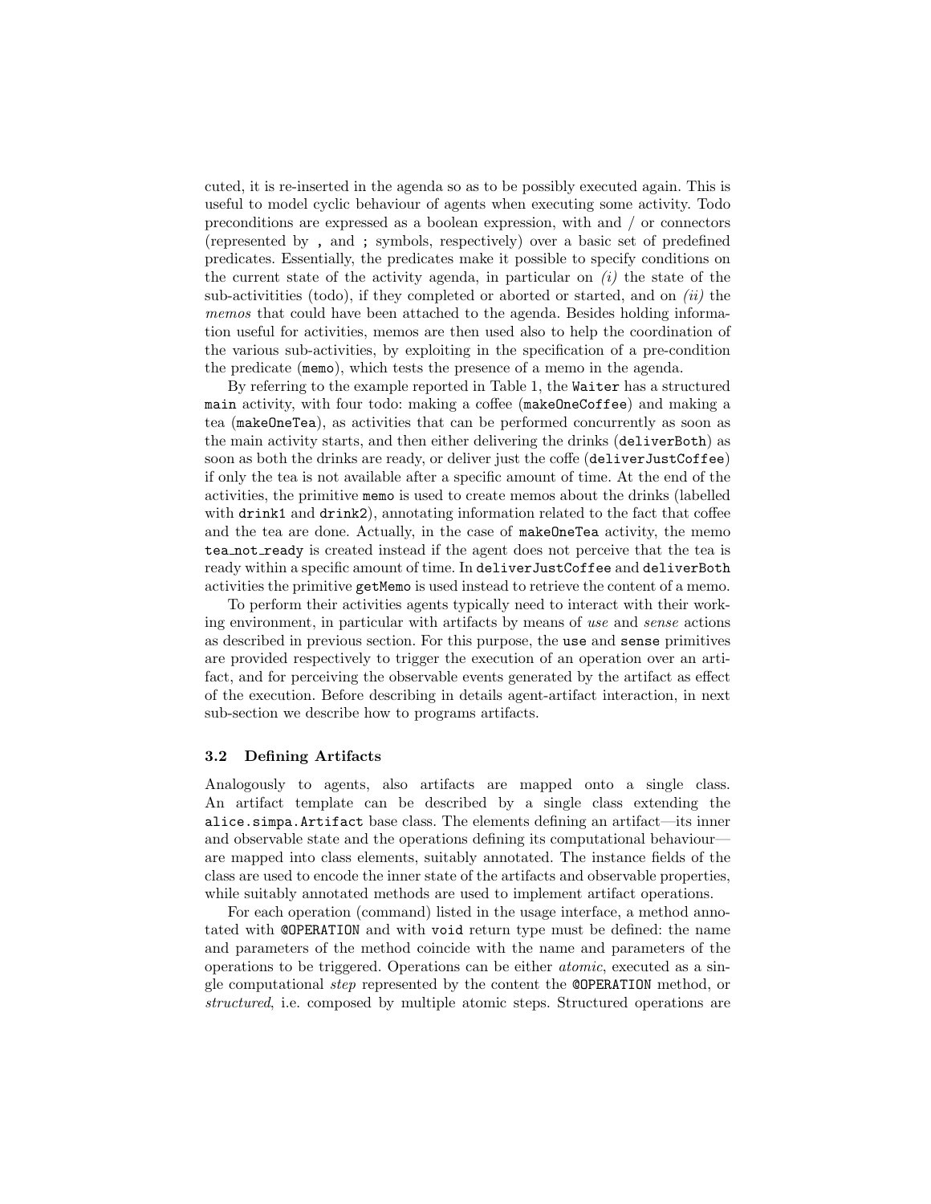cuted, it is re-inserted in the agenda so as to be possibly executed again. This is useful to model cyclic behaviour of agents when executing some activity. Todo preconditions are expressed as a boolean expression, with and / or connectors (represented by `,` and `;` symbols, respectively) over a basic set of predefined predicates. Essentially, the predicates make it possible to specify conditions on the current state of the activity agenda, in particular on *(i)* the state of the sub-activitities (todo), if they completed or aborted or started, and on *(ii)* the *memos* that could have been attached to the agenda. Besides holding information useful for activities, memos are then used also to help the coordination of the various sub-activities, by exploiting in the specification of a pre-condition the predicate (`memo`), which tests the presence of a memo in the agenda.

By referring to the example reported in Table 1, the `Waiter` has a structured `main` activity, with four todo: making a coffee (`makeOneCoffee`) and making a tea (`makeOneTea`), as activities that can be performed concurrently as soon as the main activity starts, and then either delivering the drinks (`deliverBoth`) as soon as both the drinks are ready, or deliver just the coffe (`deliverJustCoffee`) if only the tea is not available after a specific amount of time. At the end of the activities, the primitive `memo` is used to create memos about the drinks (labelled with `drink1` and `drink2`), annotating information related to the fact that coffee and the tea are done. Actually, in the case of `makeOneTea` activity, the memo `tea_not_ready` is created instead if the agent does not perceive that the tea is ready within a specific amount of time. In `deliverJustCoffee` and `deliverBoth` activities the primitive `getMemo` is used instead to retrieve the content of a memo.

To perform their activities agents typically need to interact with their working environment, in particular with artifacts by means of *use* and *sense* actions as described in previous section. For this purpose, the `use` and `sense` primitives are provided respectively to trigger the execution of an operation over an artifact, and for perceiving the observable events generated by the artifact as effect of the execution. Before describing in details agent-artifact interaction, in next sub-section we describe how to programs artifacts.

### 3.2 Defining Artifacts

Analogously to agents, also artifacts are mapped onto a single class. An artifact template can be described by a single class extending the `alice.simpa.Artifact` base class. The elements defining an artifact—its inner and observable state and the operations defining its computational behaviour—are mapped into class elements, suitably annotated. The instance fields of the class are used to encode the inner state of the artifacts and observable properties, while suitably annotated methods are used to implement artifact operations.

For each operation (command) listed in the usage interface, a method annotated with `@OPERATION` and with `void` return type must be defined: the name and parameters of the method coincide with the name and parameters of the operations to be triggered. Operations can be either *atomic*, executed as a single computational *step* represented by the content the `@OPERATION` method, or *structured*, i.e. composed by multiple atomic steps. Structured operations are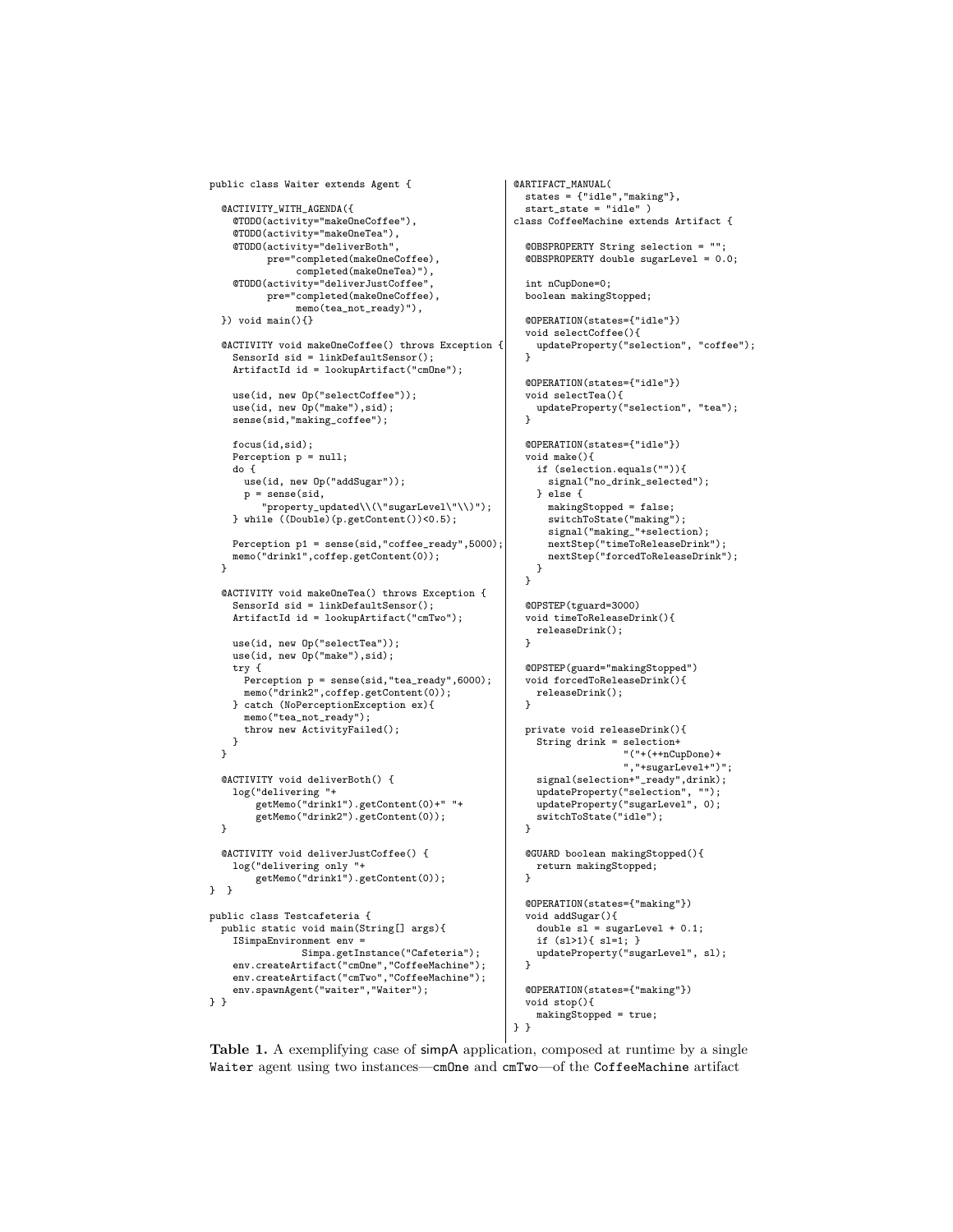```java
public class Waiter extends Agent {

  @ACTIVITY_WITH_AGENDA({
    @TODO(activity="makeOneCoffee"),
    @TODO(activity="makeOneTea"),
    @TODO(activity="deliverBoth",
          pre="completed(makeOneCoffee),
               completed(makeOneTea)"),
    @TODO(activity="deliverJustCoffee",
          pre="completed(makeOneCoffee),
               memo(tea_not_ready)"),
  }) void main(){}

  @ACTIVITY void makeOneCoffee() throws Exception {
    SensorId sid = linkDefaultSensor();
    ArtifactId id = lookupArtifact("cmOne");

    use(id, new Op("selectCoffee"));
    use(id, new Op("make"),sid);
    sense(sid,"making_coffee");

    focus(id,sid);
    Perception p = null;
    do {
      use(id, new Op("addSugar"));
      p = sense(sid,
         "property_updated\\(\"sugarLevel\"\\)");
    } while ((Double)(p.getContent())<0.5);

    Perception p1 = sense(sid,"coffee_ready",5000);
    memo("drink1",coffep.getContent(0));
  }

  @ACTIVITY void makeOneTea() throws Exception {
    SensorId sid = linkDefaultSensor();
    ArtifactId id = lookupArtifact("cmTwo");

    use(id, new Op("selectTea"));
    use(id, new Op("make"),sid);
    try {
      Perception p = sense(sid,"tea_ready",6000);
      memo("drink2",coffep.getContent(0));
    } catch (NoPerceptionException ex){
      memo("tea_not_ready");
      throw new ActivityFailed();
    }
  }

  @ACTIVITY void deliverBoth() {
    log("delivering "+
        getMemo("drink1").getContent(0)+" "+
        getMemo("drink2").getContent(0));
  }

  @ACTIVITY void deliverJustCoffee() {
    log("delivering only "+
        getMemo("drink1").getContent(0));
}  }

public class Testcafeteria {
  public static void main(String[] args){
    ISimpaEnvironment env =
              Simpa.getInstance("Cafeteria");
    env.createArtifact("cmOne","CoffeeMachine");
    env.createArtifact("cmTwo","CoffeeMachine");
    env.spawnAgent("waiter","Waiter");
} }
```

```java
@ARTIFACT_MANUAL(
  states = {"idle","making"},
  start_state = "idle" )
class CoffeeMachine extends Artifact {

  @OBSPROPERTY String selection = "";
  @OBSPROPERTY double sugarLevel = 0.0;

  int nCupDone=0;
  boolean makingStopped;

  @OPERATION(states={"idle"})
  void selectCoffee(){
    updateProperty("selection", "coffee");
  }

  @OPERATION(states={"idle"})
  void selectTea(){
    updateProperty("selection", "tea");
  }

  @OPERATION(states={"idle"})
  void make(){
    if (selection.equals("")){
      signal("no_drink_selected");
    } else {
      makingStopped = false;
      switchToState("making");
      signal("making_"+selection);
      nextStep("timeToReleaseDrink");
      nextStep("forcedToReleaseDrink");
    }
  }

  @OPSTEP(tguard=3000)
  void timeToReleaseDrink(){
    releaseDrink();
  }

  @OPSTEP(guard="makingStopped")
  void forcedToReleaseDrink(){
    releaseDrink();
  }

  private void releaseDrink(){
    String drink = selection+
                   "("+(++nCupDone)+
                   ","+sugarLevel+")";
    signal(selection+"_ready",drink);
    updateProperty("selection", "");
    updateProperty("sugarLevel", 0);
    switchToState("idle");
  }

  @GUARD boolean makingStopped(){
    return makingStopped;
  }

  @OPERATION(states={"making"})
  void addSugar(){
    double sl = sugarLevel + 0.1;
    if (sl>1){ sl=1; }
    updateProperty("sugarLevel", sl);
  }

  @OPERATION(states={"making"})
  void stop(){
    makingStopped = true;
  }
} }
```

**Table 1.** A exemplifying case of simpA application, composed at runtime by a single `Waiter` agent using two instances—`cmOne` and `cmTwo`—of the `CoffeeMachine` artifact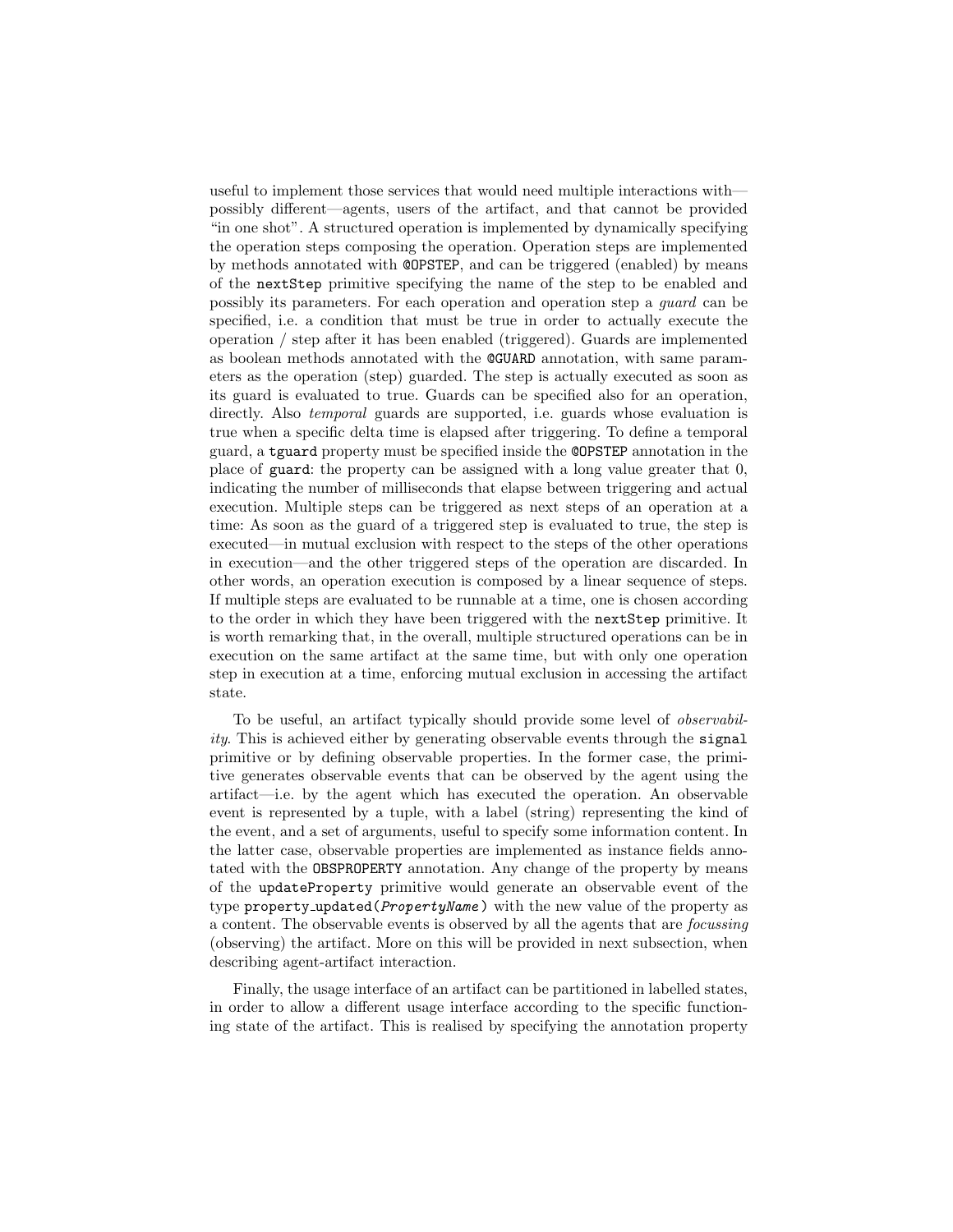useful to implement those services that would need multiple interactions with—possibly different—agents, users of the artifact, and that cannot be provided "in one shot". A structured operation is implemented by dynamically specifying the operation steps composing the operation. Operation steps are implemented by methods annotated with `@OPSTEP`, and can be triggered (enabled) by means of the `nextStep` primitive specifying the name of the step to be enabled and possibly its parameters. For each operation and operation step a *guard* can be specified, i.e. a condition that must be true in order to actually execute the operation / step after it has been enabled (triggered). Guards are implemented as boolean methods annotated with the `@GUARD` annotation, with same parameters as the operation (step) guarded. The step is actually executed as soon as its guard is evaluated to true. Guards can be specified also for an operation, directly. Also *temporal* guards are supported, i.e. guards whose evaluation is true when a specific delta time is elapsed after triggering. To define a temporal guard, a `tguard` property must be specified inside the `@OPSTEP` annotation in the place of `guard`: the property can be assigned with a long value greater that 0, indicating the number of milliseconds that elapse between triggering and actual execution. Multiple steps can be triggered as next steps of an operation at a time: As soon as the guard of a triggered step is evaluated to true, the step is executed—in mutual exclusion with respect to the steps of the other operations in execution—and the other triggered steps of the operation are discarded. In other words, an operation execution is composed by a linear sequence of steps. If multiple steps are evaluated to be runnable at a time, one is chosen according to the order in which they have been triggered with the `nextStep` primitive. It is worth remarking that, in the overall, multiple structured operations can be in execution on the same artifact at the same time, but with only one operation step in execution at a time, enforcing mutual exclusion in accessing the artifact state.

To be useful, an artifact typically should provide some level of *observability*. This is achieved either by generating observable events through the `signal` primitive or by defining observable properties. In the former case, the primitive generates observable events that can be observed by the agent using the artifact—i.e. by the agent which has executed the operation. An observable event is represented by a tuple, with a label (string) representing the kind of the event, and a set of arguments, useful to specify some information content. In the latter case, observable properties are implemented as instance fields annotated with the `OBSPROPERTY` annotation. Any change of the property by means of the `updateProperty` primitive would generate an observable event of the type `property_updated(`*PropertyName*`)` with the new value of the property as a content. The observable events is observed by all the agents that are *focussing* (observing) the artifact. More on this will be provided in next subsection, when describing agent-artifact interaction.

Finally, the usage interface of an artifact can be partitioned in labelled states, in order to allow a different usage interface according to the specific functioning state of the artifact. This is realised by specifying the annotation property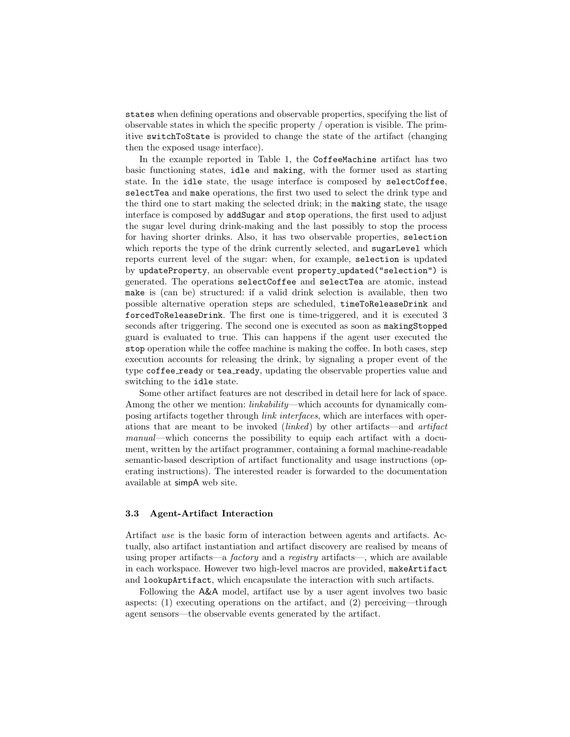`states` when defining operations and observable properties, specifying the list of observable states in which the specific property / operation is visible. The primitive `switchToState` is provided to change the state of the artifact (changing then the exposed usage interface).

In the example reported in Table 1, the `CoffeeMachine` artifact has two basic functioning states, `idle` and `making`, with the former used as starting state. In the `idle` state, the usage interface is composed by `selectCoffee`, `selectTea` and `make` operations, the first two used to select the drink type and the third one to start making the selected drink; in the `making` state, the usage interface is composed by `addSugar` and `stop` operations, the first used to adjust the sugar level during drink-making and the last possibly to stop the process for having shorter drinks. Also, it has two observable properties, `selection` which reports the type of the drink currently selected, and `sugarLevel` which reports current level of the sugar: when, for example, `selection` is updated by `updateProperty`, an observable event `property_updated("selection")` is generated. The operations `selectCoffee` and `selectTea` are atomic, instead `make` is (can be) structured: if a valid drink selection is available, then two possible alternative operation steps are scheduled, `timeToReleaseDrink` and `forcedToReleaseDrink`. The first one is time-triggered, and it is executed 3 seconds after triggering. The second one is executed as soon as `makingStopped` guard is evaluated to true. This can happens if the agent user executed the `stop` operation while the coffee machine is making the coffee. In both cases, step execution accounts for releasing the drink, by signaling a proper event of the type `coffee_ready` or `tea_ready`, updating the observable properties value and switching to the `idle` state.

Some other artifact features are not described in detail here for lack of space. Among the other we mention: *linkability*—which accounts for dynamically composing artifacts together through *link interfaces*, which are interfaces with operations that are meant to be invoked (*linked*) by other artifacts—and *artifact manual*—which concerns the possibility to equip each artifact with a document, written by the artifact programmer, containing a formal machine-readable semantic-based description of artifact functionality and usage instructions (operating instructions). The interested reader is forwarded to the documentation available at simpA web site.

### 3.3 Agent-Artifact Interaction

Artifact *use* is the basic form of interaction between agents and artifacts. Actually, also artifact instantiation and artifact discovery are realised by means of using proper artifacts—a *factory* and a *registry* artifacts—, which are available in each workspace. However two high-level macros are provided, `makeArtifact` and `lookupArtifact`, which encapsulate the interaction with such artifacts.

Following the A&A model, artifact use by a user agent involves two basic aspects: (1) executing operations on the artifact, and (2) perceiving—through agent sensors—the observable events generated by the artifact.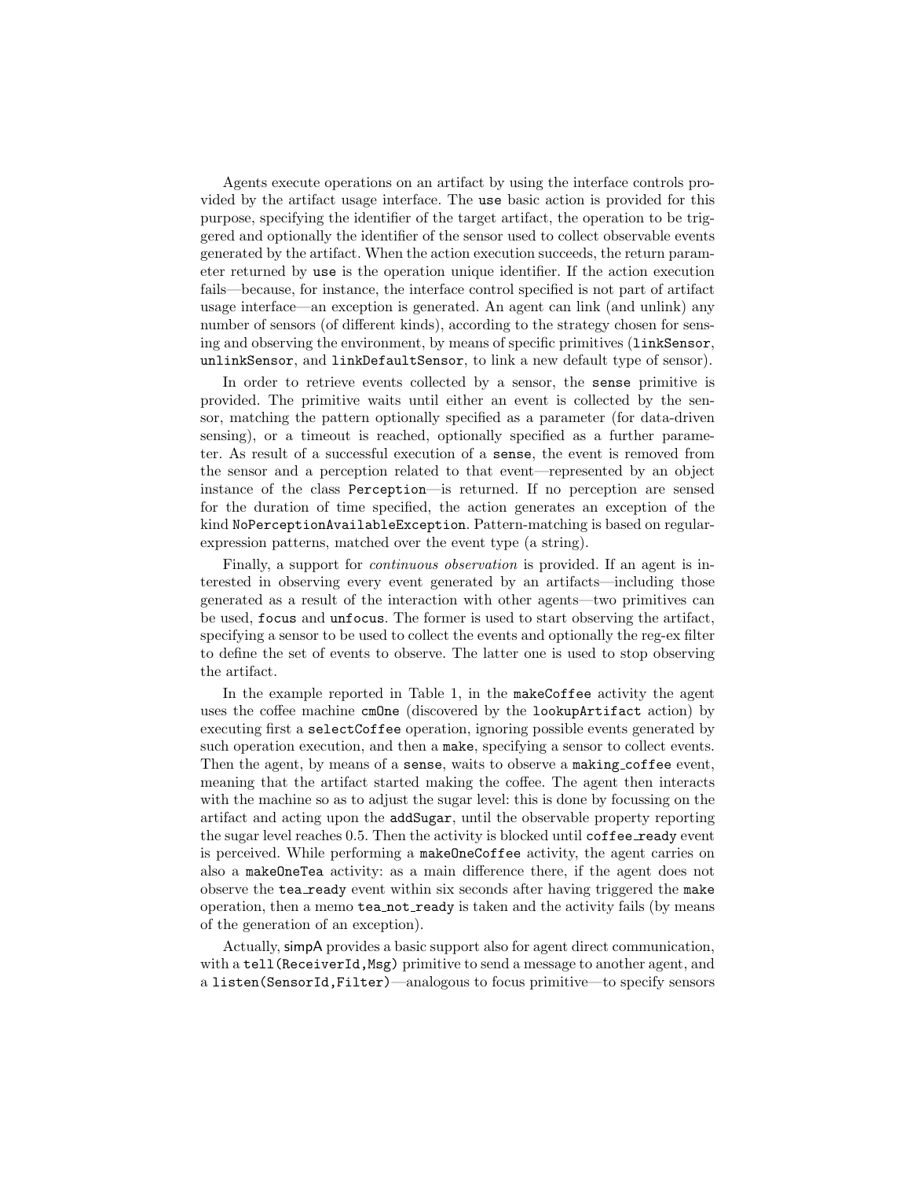Agents execute operations on an artifact by using the interface controls provided by the artifact usage interface. The `use` basic action is provided for this purpose, specifying the identifier of the target artifact, the operation to be triggered and optionally the identifier of the sensor used to collect observable events generated by the artifact. When the action execution succeeds, the return parameter returned by `use` is the operation unique identifier. If the action execution fails—because, for instance, the interface control specified is not part of artifact usage interface—an exception is generated. An agent can link (and unlink) any number of sensors (of different kinds), according to the strategy chosen for sensing and observing the environment, by means of specific primitives (`linkSensor`, `unlinkSensor`, and `linkDefaultSensor`, to link a new default type of sensor).

In order to retrieve events collected by a sensor, the `sense` primitive is provided. The primitive waits until either an event is collected by the sensor, matching the pattern optionally specified as a parameter (for data-driven sensing), or a timeout is reached, optionally specified as a further parameter. As result of a successful execution of a `sense`, the event is removed from the sensor and a perception related to that event—represented by an object instance of the class `Perception`—is returned. If no perception are sensed for the duration of time specified, the action generates an exception of the kind `NoPerceptionAvailableException`. Pattern-matching is based on regular-expression patterns, matched over the event type (a string).

Finally, a support for *continuous observation* is provided. If an agent is interested in observing every event generated by an artifacts—including those generated as a result of the interaction with other agents—two primitives can be used, `focus` and `unfocus`. The former is used to start observing the artifact, specifying a sensor to be used to collect the events and optionally the reg-ex filter to define the set of events to observe. The latter one is used to stop observing the artifact.

In the example reported in Table 1, in the `makeCoffee` activity the agent uses the coffee machine `cmOne` (discovered by the `lookupArtifact` action) by executing first a `selectCoffee` operation, ignoring possible events generated by such operation execution, and then a `make`, specifying a sensor to collect events. Then the agent, by means of a `sense`, waits to observe a `making_coffee` event, meaning that the artifact started making the coffee. The agent then interacts with the machine so as to adjust the sugar level: this is done by focussing on the artifact and acting upon the `addSugar`, until the observable property reporting the sugar level reaches 0.5. Then the activity is blocked until `coffee_ready` event is perceived. While performing a `makeOneCoffee` activity, the agent carries on also a `makeOneTea` activity: as a main difference there, if the agent does not observe the `tea_ready` event within six seconds after having triggered the `make` operation, then a memo `tea_not_ready` is taken and the activity fails (by means of the generation of an exception).

Actually, simpA provides a basic support also for agent direct communication, with a `tell(ReceiverId,Msg)` primitive to send a message to another agent, and a `listen(SensorId,Filter)`—analogous to focus primitive—to specify sensors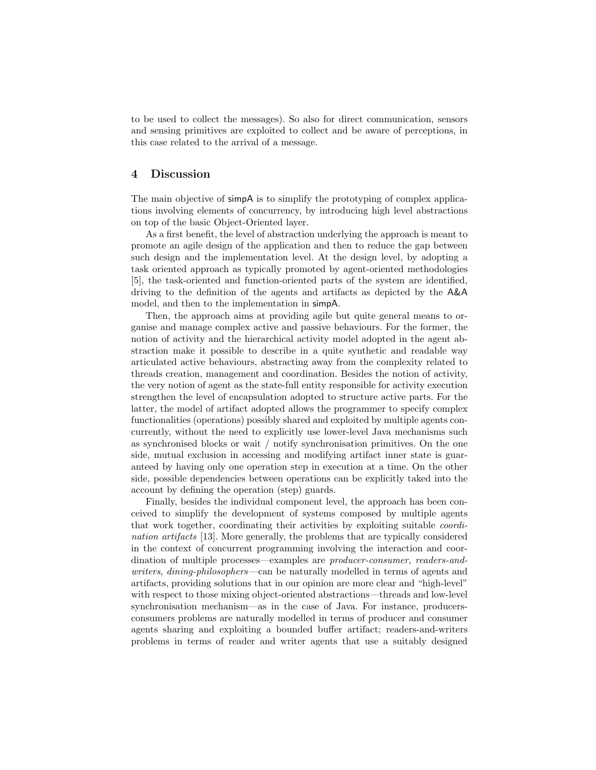to be used to collect the messages). So also for direct communication, sensors and sensing primitives are exploited to collect and be aware of perceptions, in this case related to the arrival of a message.

## 4 Discussion

The main objective of simpA is to simplify the prototyping of complex applications involving elements of concurrency, by introducing high level abstractions on top of the basic Object-Oriented layer.

As a first benefit, the level of abstraction underlying the approach is meant to promote an agile design of the application and then to reduce the gap between such design and the implementation level. At the design level, by adopting a task oriented approach as typically promoted by agent-oriented methodologies [5], the task-oriented and function-oriented parts of the system are identified, driving to the definition of the agents and artifacts as depicted by the A&A model, and then to the implementation in simpA.

Then, the approach aims at providing agile but quite general means to organise and manage complex active and passive behaviours. For the former, the notion of activity and the hierarchical activity model adopted in the agent abstraction make it possible to describe in a quite synthetic and readable way articulated active behaviours, abstracting away from the complexity related to threads creation, management and coordination. Besides the notion of activity, the very notion of agent as the state-full entity responsible for activity execution strengthen the level of encapsulation adopted to structure active parts. For the latter, the model of artifact adopted allows the programmer to specify complex functionalities (operations) possibly shared and exploited by multiple agents concurrently, without the need to explicitly use lower-level Java mechanisms such as synchronised blocks or wait / notify synchronisation primitives. On the one side, mutual exclusion in accessing and modifying artifact inner state is guaranteed by having only one operation step in execution at a time. On the other side, possible dependencies between operations can be explicitly taked into the account by defining the operation (step) guards.

Finally, besides the individual component level, the approach has been conceived to simplify the development of systems composed by multiple agents that work together, coordinating their activities by exploiting suitable *coordination artifacts* [13]. More generally, the problems that are typically considered in the context of concurrent programming involving the interaction and coordination of multiple processes—examples are *producer-consumer*, *readers-and-writers*, *dining-philosophers*—can be naturally modelled in terms of agents and artifacts, providing solutions that in our opinion are more clear and "high-level" with respect to those mixing object-oriented abstractions—threads and low-level synchronisation mechanism—as in the case of Java. For instance, producers-consumers problems are naturally modelled in terms of producer and consumer agents sharing and exploiting a bounded buffer artifact; readers-and-writers problems in terms of reader and writer agents that use a suitably designed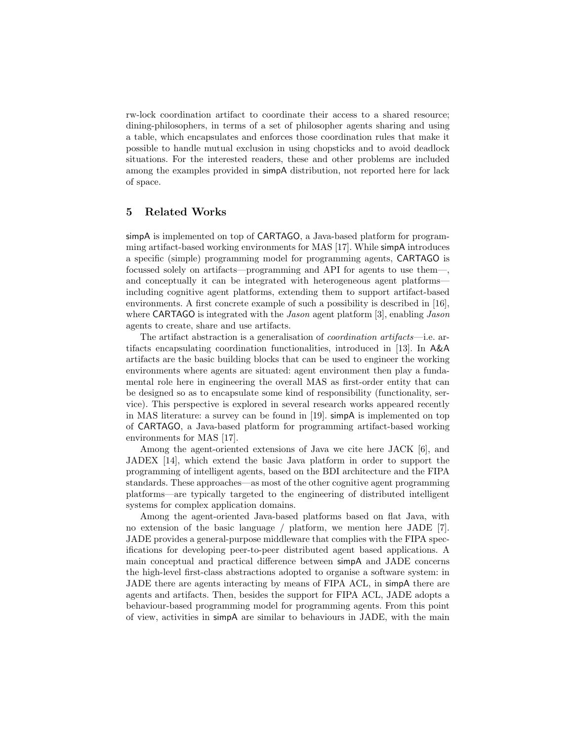rw-lock coordination artifact to coordinate their access to a shared resource; dining-philosophers, in terms of a set of philosopher agents sharing and using a table, which encapsulates and enforces those coordination rules that make it possible to handle mutual exclusion in using chopsticks and to avoid deadlock situations. For the interested readers, these and other problems are included among the examples provided in simpA distribution, not reported here for lack of space.

## 5 Related Works

simpA is implemented on top of CARTAGO, a Java-based platform for programming artifact-based working environments for MAS [17]. While simpA introduces a specific (simple) programming model for programming agents, CARTAGO is focussed solely on artifacts—programming and API for agents to use them—, and conceptually it can be integrated with heterogeneous agent platforms—including cognitive agent platforms, extending them to support artifact-based environments. A first concrete example of such a possibility is described in [16], where CARTAGO is integrated with the *Jason* agent platform [3], enabling *Jason* agents to create, share and use artifacts.

The artifact abstraction is a generalisation of *coordination artifacts*—i.e. artifacts encapsulating coordination functionalities, introduced in [13]. In A&A artifacts are the basic building blocks that can be used to engineer the working environments where agents are situated: agent environment then play a fundamental role here in engineering the overall MAS as first-order entity that can be designed so as to encapsulate some kind of responsibility (functionality, service). This perspective is explored in several research works appeared recently in MAS literature: a survey can be found in [19]. simpA is implemented on top of CARTAGO, a Java-based platform for programming artifact-based working environments for MAS [17].

Among the agent-oriented extensions of Java we cite here JACK [6], and JADEX [14], which extend the basic Java platform in order to support the programming of intelligent agents, based on the BDI architecture and the FIPA standards. These approaches—as most of the other cognitive agent programming platforms—are typically targeted to the engineering of distributed intelligent systems for complex application domains.

Among the agent-oriented Java-based platforms based on flat Java, with no extension of the basic language / platform, we mention here JADE [7]. JADE provides a general-purpose middleware that complies with the FIPA specifications for developing peer-to-peer distributed agent based applications. A main conceptual and practical difference between simpA and JADE concerns the high-level first-class abstractions adopted to organise a software system: in JADE there are agents interacting by means of FIPA ACL, in simpA there are agents and artifacts. Then, besides the support for FIPA ACL, JADE adopts a behaviour-based programming model for programming agents. From this point of view, activities in simpA are similar to behaviours in JADE, with the main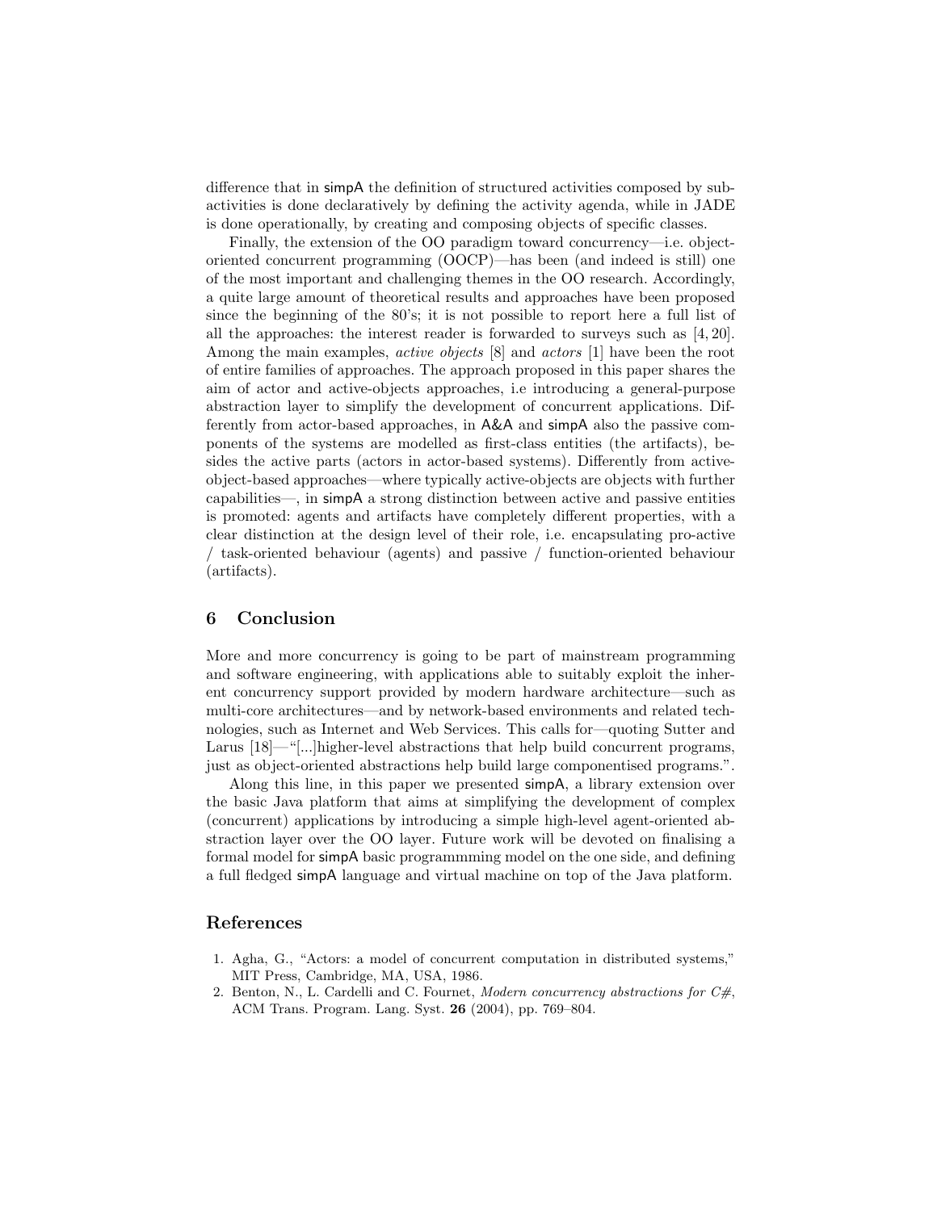difference that in simpA the definition of structured activities composed by sub-activities is done declaratively by defining the activity agenda, while in JADE is done operationally, by creating and composing objects of specific classes.

Finally, the extension of the OO paradigm toward concurrency—i.e. object-oriented concurrent programming (OOCP)—has been (and indeed is still) one of the most important and challenging themes in the OO research. Accordingly, a quite large amount of theoretical results and approaches have been proposed since the beginning of the 80's; it is not possible to report here a full list of all the approaches: the interest reader is forwarded to surveys such as [4, 20]. Among the main examples, *active objects* [8] and *actors* [1] have been the root of entire families of approaches. The approach proposed in this paper shares the aim of actor and active-objects approaches, i.e introducing a general-purpose abstraction layer to simplify the development of concurrent applications. Differently from actor-based approaches, in A&A and simpA also the passive components of the systems are modelled as first-class entities (the artifacts), besides the active parts (actors in actor-based systems). Differently from active-object-based approaches—where typically active-objects are objects with further capabilities—, in simpA a strong distinction between active and passive entities is promoted: agents and artifacts have completely different properties, with a clear distinction at the design level of their role, i.e. encapsulating pro-active / task-oriented behaviour (agents) and passive / function-oriented behaviour (artifacts).

## 6 Conclusion

More and more concurrency is going to be part of mainstream programming and software engineering, with applications able to suitably exploit the inherent concurrency support provided by modern hardware architecture—such as multi-core architectures—and by network-based environments and related technologies, such as Internet and Web Services. This calls for—quoting Sutter and Larus [18]—"[...]higher-level abstractions that help build concurrent programs, just as object-oriented abstractions help build large componentised programs.".

Along this line, in this paper we presented simpA, a library extension over the basic Java platform that aims at simplifying the development of complex (concurrent) applications by introducing a simple high-level agent-oriented abstraction layer over the OO layer. Future work will be devoted on finalising a formal model for simpA basic programmming model on the one side, and defining a full fledged simpA language and virtual machine on top of the Java platform.

## References

1. Agha, G., "Actors: a model of concurrent computation in distributed systems," MIT Press, Cambridge, MA, USA, 1986.
2. Benton, N., L. Cardelli and C. Fournet, *Modern concurrency abstractions for C#*, ACM Trans. Program. Lang. Syst. **26** (2004), pp. 769–804.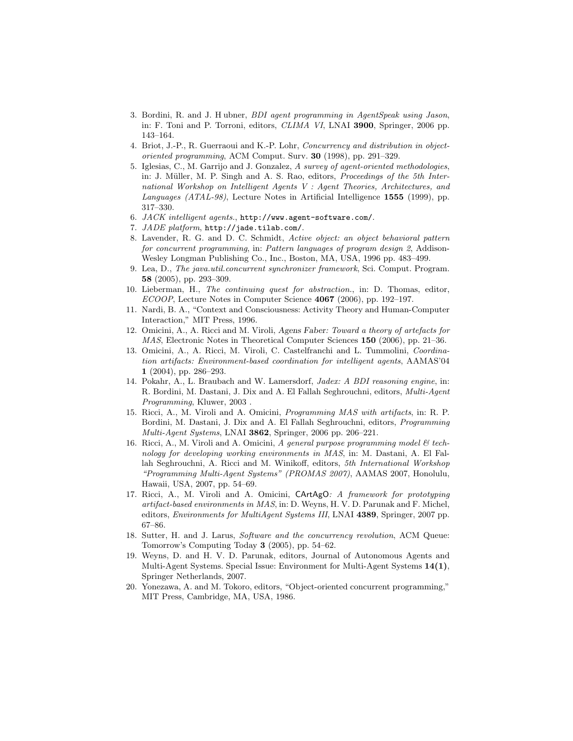3. Bordini, R. and J. H ubner, *BDI agent programming in AgentSpeak using Jason*, in: F. Toni and P. Torroni, editors, *CLIMA VI*, LNAI **3900**, Springer, 2006 pp. 143–164.
4. Briot, J.-P., R. Guerraoui and K.-P. Lohr, *Concurrency and distribution in object-oriented programming*, ACM Comput. Surv. **30** (1998), pp. 291–329.
5. Iglesias, C., M. Garrijo and J. Gonzalez, *A survey of agent-oriented methodologies*, in: J. Müller, M. P. Singh and A. S. Rao, editors, *Proceedings of the 5th International Workshop on Intelligent Agents V : Agent Theories, Architectures, and Languages (ATAL-98)*, Lecture Notes in Artificial Intelligence **1555** (1999), pp. 317–330.
6. *JACK intelligent agents.*, `http://www.agent-software.com/`.
7. *JADE platform*, `http://jade.tilab.com/`.
8. Lavender, R. G. and D. C. Schmidt, *Active object: an object behavioral pattern for concurrent programming*, in: *Pattern languages of program design 2*, Addison-Wesley Longman Publishing Co., Inc., Boston, MA, USA, 1996 pp. 483–499.
9. Lea, D., *The java.util.concurrent synchronizer framework*, Sci. Comput. Program. **58** (2005), pp. 293–309.
10. Lieberman, H., *The continuing quest for abstraction.*, in: D. Thomas, editor, *ECOOP*, Lecture Notes in Computer Science **4067** (2006), pp. 192–197.
11. Nardi, B. A., "Context and Consciousness: Activity Theory and Human-Computer Interaction," MIT Press, 1996.
12. Omicini, A., A. Ricci and M. Viroli, *Agens Faber: Toward a theory of artefacts for MAS*, Electronic Notes in Theoretical Computer Sciences **150** (2006), pp. 21–36.
13. Omicini, A., A. Ricci, M. Viroli, C. Castelfranchi and L. Tummolini, *Coordination artifacts: Environment-based coordination for intelligent agents*, AAMAS'04 **1** (2004), pp. 286–293.
14. Pokahr, A., L. Braubach and W. Lamersdorf, *Jadex: A BDI reasoning engine*, in: R. Bordini, M. Dastani, J. Dix and A. El Fallah Seghrouchni, editors, *Multi-Agent Programming*, Kluwer, 2003 .
15. Ricci, A., M. Viroli and A. Omicini, *Programming MAS with artifacts*, in: R. P. Bordini, M. Dastani, J. Dix and A. El Fallah Seghrouchni, editors, *Programming Multi-Agent Systems*, LNAI **3862**, Springer, 2006 pp. 206–221.
16. Ricci, A., M. Viroli and A. Omicini, *A general purpose programming model & technology for developing working environments in MAS*, in: M. Dastani, A. El Fallah Seghrouchni, A. Ricci and M. Winikoff, editors, *5th International Workshop "Programming Multi-Agent Systems" (PROMAS 2007)*, AAMAS 2007, Honolulu, Hawaii, USA, 2007, pp. 54–69.
17. Ricci, A., M. Viroli and A. Omicini, CArtAgO*: A framework for prototyping artifact-based environments in MAS*, in: D. Weyns, H. V. D. Parunak and F. Michel, editors, *Environments for MultiAgent Systems III*, LNAI **4389**, Springer, 2007 pp. 67–86.
18. Sutter, H. and J. Larus, *Software and the concurrency revolution*, ACM Queue: Tomorrow's Computing Today **3** (2005), pp. 54–62.
19. Weyns, D. and H. V. D. Parunak, editors, Journal of Autonomous Agents and Multi-Agent Systems. Special Issue: Environment for Multi-Agent Systems **14(1)**, Springer Netherlands, 2007.
20. Yonezawa, A. and M. Tokoro, editors, "Object-oriented concurrent programming," MIT Press, Cambridge, MA, USA, 1986.